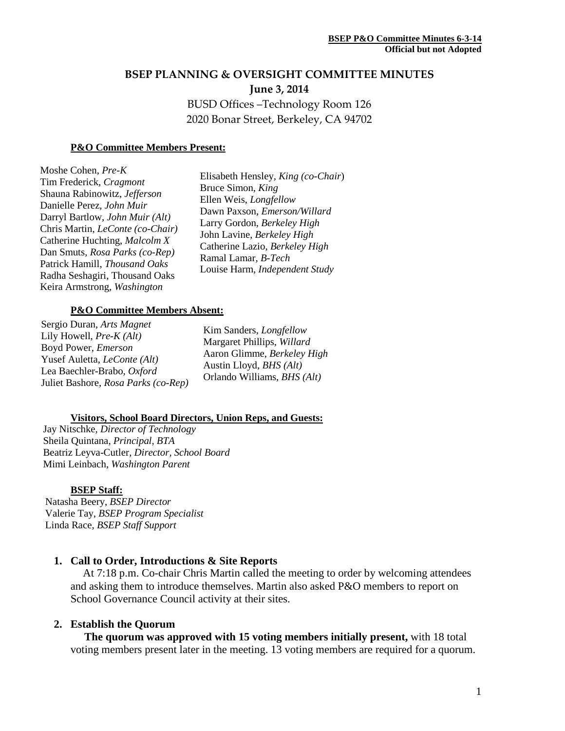# BSEP PLANNING & OVERSIGHT COMMITTEE MINUTES

**June 3, 2014**

BUSD Offices –Technology Room 126
2020 Bonar Street, Berkeley, CA 94702

**P&O Committee Members Present:**

Moshe Cohen, *Pre-K*
Tim Frederick, *Cragmont*
Shauna Rabinowitz, *Jefferson*
Danielle Perez, *John Muir*
Darryl Bartlow, *John Muir (Alt)*
Chris Martin, *LeConte (co-Chair)*
Catherine Huchting, *Malcolm X*
Dan Smuts, *Rosa Parks (co-Rep)*
Patrick Hamill, *Thousand Oaks*
Radha Seshagiri, Thousand Oaks
Keira Armstrong, *Washington*
Elisabeth Hensley, *King (co-Chair*)
Bruce Simon, *King*
Ellen Weis, *Longfellow*
Dawn Paxson, *Emerson/Willard*
Larry Gordon, *Berkeley High*
John Lavine, *Berkeley High*
Catherine Lazio, *Berkeley High*
Ramal Lamar, *B-Tech*
Louise Harm, *Independent Study*

**P&O Committee Members Absent:**

Sergio Duran, *Arts Magnet*
Lily Howell, *Pre-K (Alt)*
Boyd Power, *Emerson*
Yusef Auletta, *LeConte (Alt)*
Lea Baechler-Brabo, *Oxford*
Juliet Bashore, *Rosa Parks (co-Rep)*
Kim Sanders, *Longfellow*
Margaret Phillips, *Willard*
Aaron Glimme, *Berkeley High*
Austin Lloyd, *BHS (Alt)*
Orlando Williams, *BHS (Alt)*

**Visitors, School Board Directors, Union Reps, and Guests:**

Jay Nitschke, *Director of Technology*
Sheila Quintana, *Principal, BTA*
Beatriz Leyva-Cutler, *Director, School Board*
Mimi Leinbach, *Washington Parent*

**BSEP Staff:**

Natasha Beery, *BSEP Director*
Valerie Tay, *BSEP Program Specialist*
Linda Race, *BSEP Staff Support*

## 1. Call to Order, Introductions & Site Reports

At 7:18 p.m. Co-chair Chris Martin called the meeting to order by welcoming attendees and asking them to introduce themselves. Martin also asked P&O members to report on School Governance Council activity at their sites.

## 2. Establish the Quorum

**The quorum was approved with 15 voting members initially present,** with 18 total voting members present later in the meeting. 13 voting members are required for a quorum.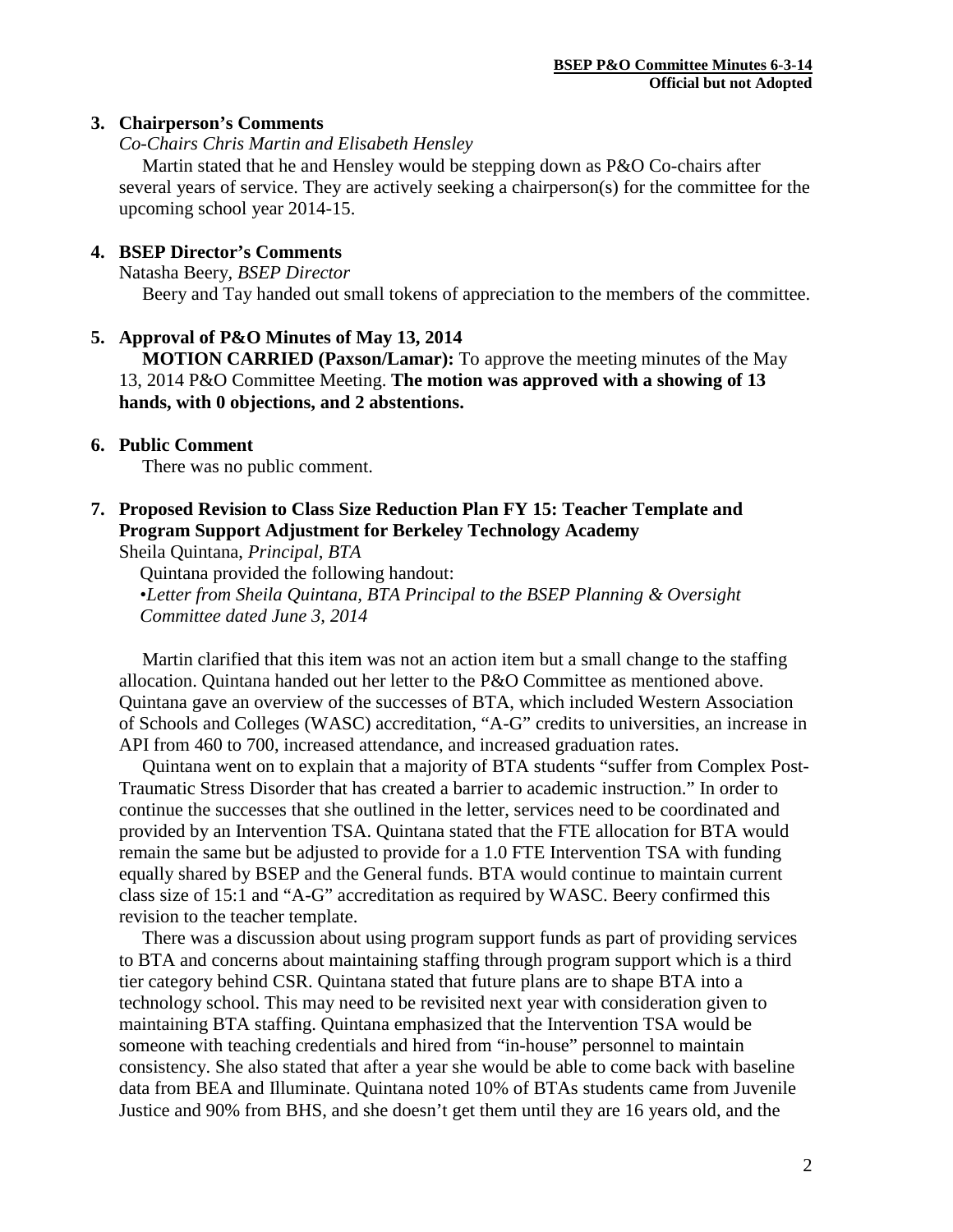## 3. Chairperson's Comments

*Co-Chairs Chris Martin and Elisabeth Hensley*

Martin stated that he and Hensley would be stepping down as P&O Co-chairs after several years of service. They are actively seeking a chairperson(s) for the committee for the upcoming school year 2014-15.

## 4. BSEP Director's Comments

Natasha Beery, *BSEP Director*

Beery and Tay handed out small tokens of appreciation to the members of the committee.

## 5. Approval of P&O Minutes of May 13, 2014

**MOTION CARRIED (Paxson/Lamar):** To approve the meeting minutes of the May 13, 2014 P&O Committee Meeting. **The motion was approved with a showing of 13 hands, with 0 objections, and 2 abstentions.**

## 6. Public Comment

There was no public comment.

## 7. Proposed Revision to Class Size Reduction Plan FY 15: Teacher Template and Program Support Adjustment for Berkeley Technology Academy

Sheila Quintana, *Principal, BTA*

Quintana provided the following handout:

•*Letter from Sheila Quintana, BTA Principal to the BSEP Planning & Oversight Committee dated June 3, 2014*

Martin clarified that this item was not an action item but a small change to the staffing allocation. Quintana handed out her letter to the P&O Committee as mentioned above. Quintana gave an overview of the successes of BTA, which included Western Association of Schools and Colleges (WASC) accreditation, "A-G" credits to universities, an increase in API from 460 to 700, increased attendance, and increased graduation rates.

Quintana went on to explain that a majority of BTA students "suffer from Complex Post-Traumatic Stress Disorder that has created a barrier to academic instruction." In order to continue the successes that she outlined in the letter, services need to be coordinated and provided by an Intervention TSA. Quintana stated that the FTE allocation for BTA would remain the same but be adjusted to provide for a 1.0 FTE Intervention TSA with funding equally shared by BSEP and the General funds. BTA would continue to maintain current class size of 15:1 and "A-G" accreditation as required by WASC. Beery confirmed this revision to the teacher template.

There was a discussion about using program support funds as part of providing services to BTA and concerns about maintaining staffing through program support which is a third tier category behind CSR. Quintana stated that future plans are to shape BTA into a technology school. This may need to be revisited next year with consideration given to maintaining BTA staffing. Quintana emphasized that the Intervention TSA would be someone with teaching credentials and hired from "in-house" personnel to maintain consistency. She also stated that after a year she would be able to come back with baseline data from BEA and Illuminate. Quintana noted 10% of BTAs students came from Juvenile Justice and 90% from BHS, and she doesn't get them until they are 16 years old, and the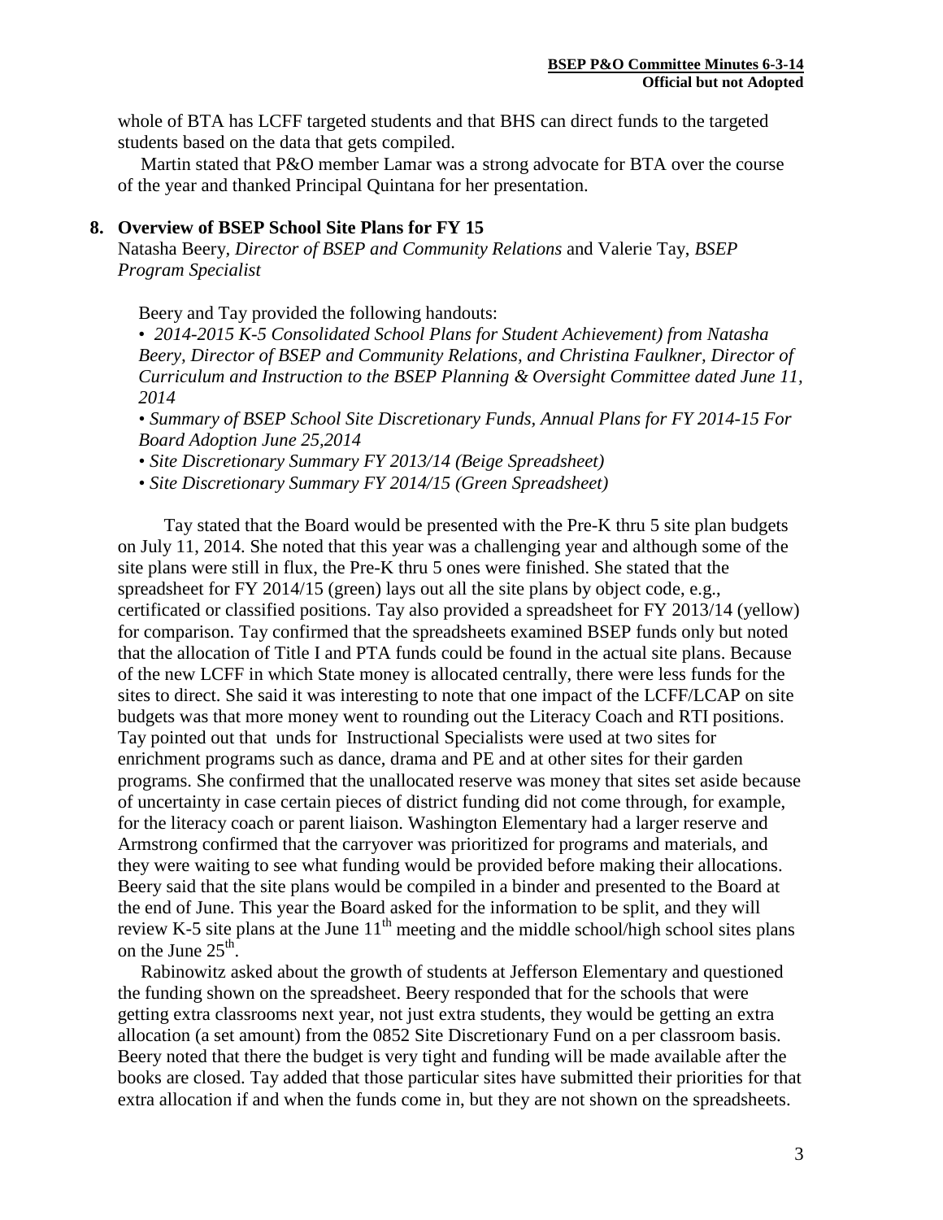whole of BTA has LCFF targeted students and that BHS can direct funds to the targeted students based on the data that gets compiled.

Martin stated that P&O member Lamar was a strong advocate for BTA over the course of the year and thanked Principal Quintana for her presentation.

## 8. Overview of BSEP School Site Plans for FY 15

Natasha Beery, *Director of BSEP and Community Relations* and Valerie Tay, *BSEP Program Specialist*

Beery and Tay provided the following handouts:

- *2014-2015 K-5 Consolidated School Plans for Student Achievement) from Natasha Beery, Director of BSEP and Community Relations, and Christina Faulkner, Director of Curriculum and Instruction to the BSEP Planning & Oversight Committee dated June 11, 2014*
- *Summary of BSEP School Site Discretionary Funds, Annual Plans for FY 2014-15 For Board Adoption June 25,2014*
- *Site Discretionary Summary FY 2013/14 (Beige Spreadsheet)*
- *Site Discretionary Summary FY 2014/15 (Green Spreadsheet)*

Tay stated that the Board would be presented with the Pre-K thru 5 site plan budgets on July 11, 2014. She noted that this year was a challenging year and although some of the site plans were still in flux, the Pre-K thru 5 ones were finished. She stated that the spreadsheet for FY 2014/15 (green) lays out all the site plans by object code, e.g., certificated or classified positions. Tay also provided a spreadsheet for FY 2013/14 (yellow) for comparison. Tay confirmed that the spreadsheets examined BSEP funds only but noted that the allocation of Title I and PTA funds could be found in the actual site plans. Because of the new LCFF in which State money is allocated centrally, there were less funds for the sites to direct. She said it was interesting to note that one impact of the LCFF/LCAP on site budgets was that more money went to rounding out the Literacy Coach and RTI positions. Tay pointed out that unds for Instructional Specialists were used at two sites for enrichment programs such as dance, drama and PE and at other sites for their garden programs. She confirmed that the unallocated reserve was money that sites set aside because of uncertainty in case certain pieces of district funding did not come through, for example, for the literacy coach or parent liaison. Washington Elementary had a larger reserve and Armstrong confirmed that the carryover was prioritized for programs and materials, and they were waiting to see what funding would be provided before making their allocations. Beery said that the site plans would be compiled in a binder and presented to the Board at the end of June. This year the Board asked for the information to be split, and they will review K-5 site plans at the June 11th meeting and the middle school/high school sites plans on the June 25th.

Rabinowitz asked about the growth of students at Jefferson Elementary and questioned the funding shown on the spreadsheet. Beery responded that for the schools that were getting extra classrooms next year, not just extra students, they would be getting an extra allocation (a set amount) from the 0852 Site Discretionary Fund on a per classroom basis. Beery noted that there the budget is very tight and funding will be made available after the books are closed. Tay added that those particular sites have submitted their priorities for that extra allocation if and when the funds come in, but they are not shown on the spreadsheets.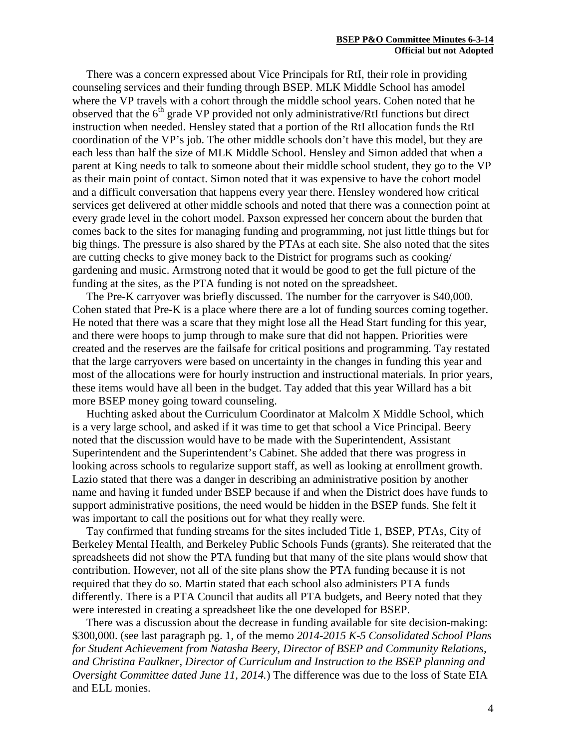There was a concern expressed about Vice Principals for RtI, their role in providing counseling services and their funding through BSEP. MLK Middle School has amodel where the VP travels with a cohort through the middle school years. Cohen noted that he observed that the 6th grade VP provided not only administrative/RtI functions but direct instruction when needed. Hensley stated that a portion of the RtI allocation funds the RtI coordination of the VP's job. The other middle schools don't have this model, but they are each less than half the size of MLK Middle School. Hensley and Simon added that when a parent at King needs to talk to someone about their middle school student, they go to the VP as their main point of contact. Simon noted that it was expensive to have the cohort model and a difficult conversation that happens every year there. Hensley wondered how critical services get delivered at other middle schools and noted that there was a connection point at every grade level in the cohort model. Paxson expressed her concern about the burden that comes back to the sites for managing funding and programming, not just little things but for big things. The pressure is also shared by the PTAs at each site. She also noted that the sites are cutting checks to give money back to the District for programs such as cooking/ gardening and music. Armstrong noted that it would be good to get the full picture of the funding at the sites, as the PTA funding is not noted on the spreadsheet.

The Pre-K carryover was briefly discussed. The number for the carryover is $40,000. Cohen stated that Pre-K is a place where there are a lot of funding sources coming together. He noted that there was a scare that they might lose all the Head Start funding for this year, and there were hoops to jump through to make sure that did not happen. Priorities were created and the reserves are the failsafe for critical positions and programming. Tay restated that the large carryovers were based on uncertainty in the changes in funding this year and most of the allocations were for hourly instruction and instructional materials. In prior years, these items would have all been in the budget. Tay added that this year Willard has a bit more BSEP money going toward counseling.

Huchting asked about the Curriculum Coordinator at Malcolm X Middle School, which is a very large school, and asked if it was time to get that school a Vice Principal. Beery noted that the discussion would have to be made with the Superintendent, Assistant Superintendent and the Superintendent's Cabinet. She added that there was progress in looking across schools to regularize support staff, as well as looking at enrollment growth. Lazio stated that there was a danger in describing an administrative position by another name and having it funded under BSEP because if and when the District does have funds to support administrative positions, the need would be hidden in the BSEP funds. She felt it was important to call the positions out for what they really were.

Tay confirmed that funding streams for the sites included Title 1, BSEP, PTAs, City of Berkeley Mental Health, and Berkeley Public Schools Funds (grants). She reiterated that the spreadsheets did not show the PTA funding but that many of the site plans would show that contribution. However, not all of the site plans show the PTA funding because it is not required that they do so. Martin stated that each school also administers PTA funds differently. There is a PTA Council that audits all PTA budgets, and Beery noted that they were interested in creating a spreadsheet like the one developed for BSEP.

There was a discussion about the decrease in funding available for site decision-making: $300,000. (see last paragraph pg. 1, of the memo *2014-2015 K-5 Consolidated School Plans for Student Achievement from Natasha Beery, Director of BSEP and Community Relations, and Christina Faulkner, Director of Curriculum and Instruction to the BSEP planning and Oversight Committee dated June 11, 2014.*) The difference was due to the loss of State EIA and ELL monies.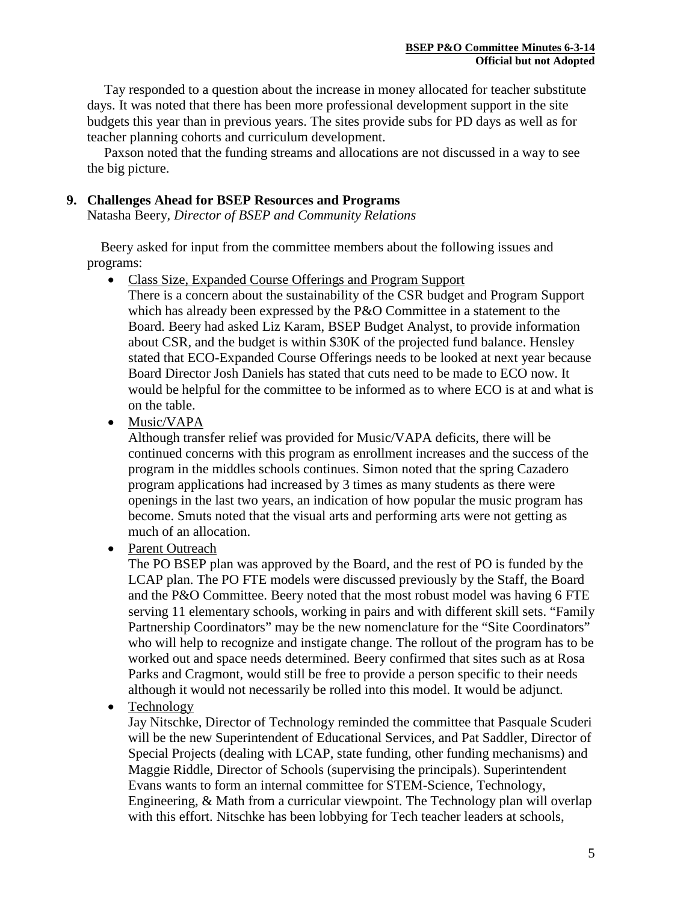Tay responded to a question about the increase in money allocated for teacher substitute days. It was noted that there has been more professional development support in the site budgets this year than in previous years. The sites provide subs for PD days as well as for teacher planning cohorts and curriculum development.

Paxson noted that the funding streams and allocations are not discussed in a way to see the big picture.

## 9. Challenges Ahead for BSEP Resources and Programs

Natasha Beery, *Director of BSEP and Community Relations*

Beery asked for input from the committee members about the following issues and programs:

- Class Size, Expanded Course Offerings and Program Support
  There is a concern about the sustainability of the CSR budget and Program Support which has already been expressed by the P&O Committee in a statement to the Board. Beery had asked Liz Karam, BSEP Budget Analyst, to provide information about CSR, and the budget is within $30K of the projected fund balance. Hensley stated that ECO-Expanded Course Offerings needs to be looked at next year because Board Director Josh Daniels has stated that cuts need to be made to ECO now. It would be helpful for the committee to be informed as to where ECO is at and what is on the table.
- Music/VAPA
  Although transfer relief was provided for Music/VAPA deficits, there will be continued concerns with this program as enrollment increases and the success of the program in the middles schools continues. Simon noted that the spring Cazadero program applications had increased by 3 times as many students as there were openings in the last two years, an indication of how popular the music program has become. Smuts noted that the visual arts and performing arts were not getting as much of an allocation.
- Parent Outreach
  The PO BSEP plan was approved by the Board, and the rest of PO is funded by the LCAP plan. The PO FTE models were discussed previously by the Staff, the Board and the P&O Committee. Beery noted that the most robust model was having 6 FTE serving 11 elementary schools, working in pairs and with different skill sets. "Family Partnership Coordinators" may be the new nomenclature for the "Site Coordinators" who will help to recognize and instigate change. The rollout of the program has to be worked out and space needs determined. Beery confirmed that sites such as at Rosa Parks and Cragmont, would still be free to provide a person specific to their needs although it would not necessarily be rolled into this model. It would be adjunct.
- Technology
  Jay Nitschke, Director of Technology reminded the committee that Pasquale Scuderi will be the new Superintendent of Educational Services, and Pat Saddler, Director of Special Projects (dealing with LCAP, state funding, other funding mechanisms) and Maggie Riddle, Director of Schools (supervising the principals). Superintendent Evans wants to form an internal committee for STEM-Science, Technology, Engineering, & Math from a curricular viewpoint. The Technology plan will overlap with this effort. Nitschke has been lobbying for Tech teacher leaders at schools,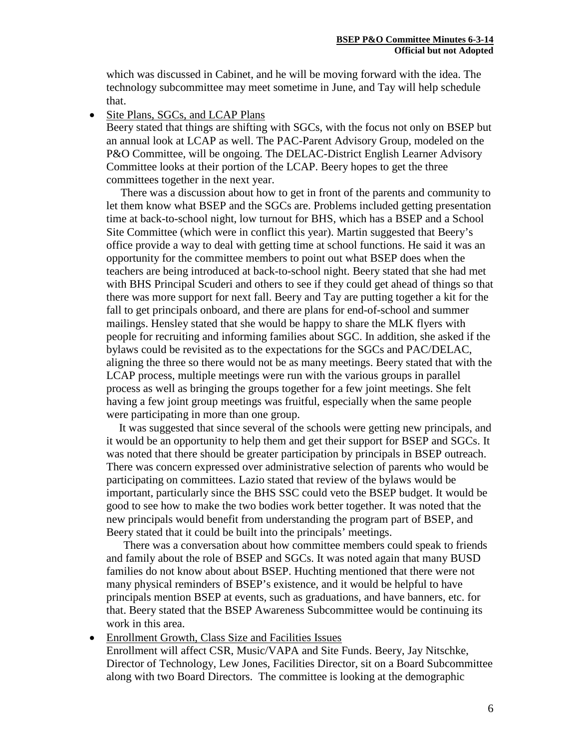which was discussed in Cabinet, and he will be moving forward with the idea. The technology subcommittee may meet sometime in June, and Tay will help schedule that.

- Site Plans, SGCs, and LCAP Plans
  Beery stated that things are shifting with SGCs, with the focus not only on BSEP but an annual look at LCAP as well. The PAC-Parent Advisory Group, modeled on the P&O Committee, will be ongoing. The DELAC-District English Learner Advisory Committee looks at their portion of the LCAP. Beery hopes to get the three committees together in the next year.

  There was a discussion about how to get in front of the parents and community to let them know what BSEP and the SGCs are. Problems included getting presentation time at back-to-school night, low turnout for BHS, which has a BSEP and a School Site Committee (which were in conflict this year). Martin suggested that Beery's office provide a way to deal with getting time at school functions. He said it was an opportunity for the committee members to point out what BSEP does when the teachers are being introduced at back-to-school night. Beery stated that she had met with BHS Principal Scuderi and others to see if they could get ahead of things so that there was more support for next fall. Beery and Tay are putting together a kit for the fall to get principals onboard, and there are plans for end-of-school and summer mailings. Hensley stated that she would be happy to share the MLK flyers with people for recruiting and informing families about SGC. In addition, she asked if the bylaws could be revisited as to the expectations for the SGCs and PAC/DELAC, aligning the three so there would not be as many meetings. Beery stated that with the LCAP process, multiple meetings were run with the various groups in parallel process as well as bringing the groups together for a few joint meetings. She felt having a few joint group meetings was fruitful, especially when the same people were participating in more than one group.

  It was suggested that since several of the schools were getting new principals, and it would be an opportunity to help them and get their support for BSEP and SGCs. It was noted that there should be greater participation by principals in BSEP outreach. There was concern expressed over administrative selection of parents who would be participating on committees. Lazio stated that review of the bylaws would be important, particularly since the BHS SSC could veto the BSEP budget. It would be good to see how to make the two bodies work better together. It was noted that the new principals would benefit from understanding the program part of BSEP, and Beery stated that it could be built into the principals' meetings.

  There was a conversation about how committee members could speak to friends and family about the role of BSEP and SGCs. It was noted again that many BUSD families do not know about about BSEP. Huchting mentioned that there were not many physical reminders of BSEP's existence, and it would be helpful to have principals mention BSEP at events, such as graduations, and have banners, etc. for that. Beery stated that the BSEP Awareness Subcommittee would be continuing its work in this area.

- Enrollment Growth, Class Size and Facilities Issues
  Enrollment will affect CSR, Music/VAPA and Site Funds. Beery, Jay Nitschke, Director of Technology, Lew Jones, Facilities Director, sit on a Board Subcommittee along with two Board Directors. The committee is looking at the demographic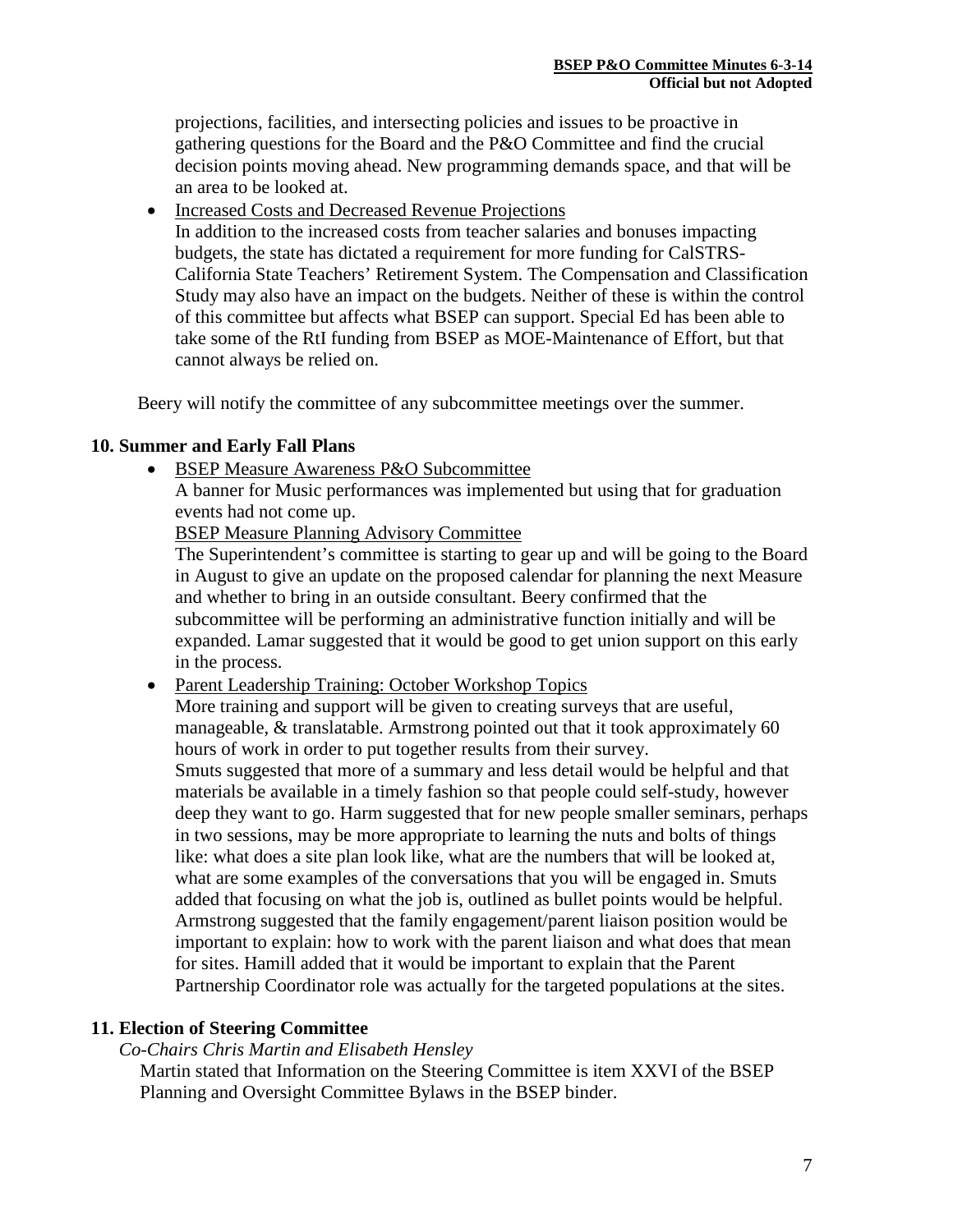projections, facilities, and intersecting policies and issues to be proactive in gathering questions for the Board and the P&O Committee and find the crucial decision points moving ahead. New programming demands space, and that will be an area to be looked at.

- Increased Costs and Decreased Revenue Projections
  In addition to the increased costs from teacher salaries and bonuses impacting budgets, the state has dictated a requirement for more funding for CalSTRS-California State Teachers' Retirement System. The Compensation and Classification Study may also have an impact on the budgets. Neither of these is within the control of this committee but affects what BSEP can support. Special Ed has been able to take some of the RtI funding from BSEP as MOE-Maintenance of Effort, but that cannot always be relied on.

Beery will notify the committee of any subcommittee meetings over the summer.

### 10. Summer and Early Fall Plans

- BSEP Measure Awareness P&O Subcommittee
  A banner for Music performances was implemented but using that for graduation events had not come up.
  BSEP Measure Planning Advisory Committee
  The Superintendent's committee is starting to gear up and will be going to the Board in August to give an update on the proposed calendar for planning the next Measure and whether to bring in an outside consultant. Beery confirmed that the subcommittee will be performing an administrative function initially and will be expanded. Lamar suggested that it would be good to get union support on this early in the process.
- Parent Leadership Training: October Workshop Topics
  More training and support will be given to creating surveys that are useful, manageable, & translatable. Armstrong pointed out that it took approximately 60 hours of work in order to put together results from their survey.
  Smuts suggested that more of a summary and less detail would be helpful and that materials be available in a timely fashion so that people could self-study, however deep they want to go. Harm suggested that for new people smaller seminars, perhaps in two sessions, may be more appropriate to learning the nuts and bolts of things like: what does a site plan look like, what are the numbers that will be looked at, what are some examples of the conversations that you will be engaged in. Smuts added that focusing on what the job is, outlined as bullet points would be helpful. Armstrong suggested that the family engagement/parent liaison position would be important to explain: how to work with the parent liaison and what does that mean for sites. Hamill added that it would be important to explain that the Parent Partnership Coordinator role was actually for the targeted populations at the sites.

### 11. Election of Steering Committee

*Co-Chairs Chris Martin and Elisabeth Hensley*

Martin stated that Information on the Steering Committee is item XXVI of the BSEP Planning and Oversight Committee Bylaws in the BSEP binder.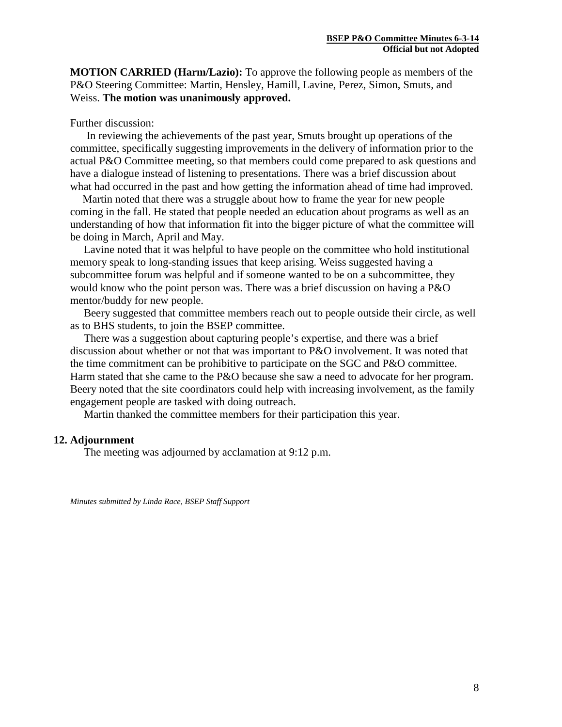**MOTION CARRIED (Harm/Lazio):** To approve the following people as members of the P&O Steering Committee: Martin, Hensley, Hamill, Lavine, Perez, Simon, Smuts, and Weiss. **The motion was unanimously approved.**

Further discussion:

In reviewing the achievements of the past year, Smuts brought up operations of the committee, specifically suggesting improvements in the delivery of information prior to the actual P&O Committee meeting, so that members could come prepared to ask questions and have a dialogue instead of listening to presentations. There was a brief discussion about what had occurred in the past and how getting the information ahead of time had improved.

Martin noted that there was a struggle about how to frame the year for new people coming in the fall. He stated that people needed an education about programs as well as an understanding of how that information fit into the bigger picture of what the committee will be doing in March, April and May.

Lavine noted that it was helpful to have people on the committee who hold institutional memory speak to long-standing issues that keep arising. Weiss suggested having a subcommittee forum was helpful and if someone wanted to be on a subcommittee, they would know who the point person was. There was a brief discussion on having a P&O mentor/buddy for new people.

Beery suggested that committee members reach out to people outside their circle, as well as to BHS students, to join the BSEP committee.

There was a suggestion about capturing people's expertise, and there was a brief discussion about whether or not that was important to P&O involvement. It was noted that the time commitment can be prohibitive to participate on the SGC and P&O committee. Harm stated that she came to the P&O because she saw a need to advocate for her program. Beery noted that the site coordinators could help with increasing involvement, as the family engagement people are tasked with doing outreach.

Martin thanked the committee members for their participation this year.

## 12. Adjournment

The meeting was adjourned by acclamation at 9:12 p.m.

*Minutes submitted by Linda Race, BSEP Staff Support*